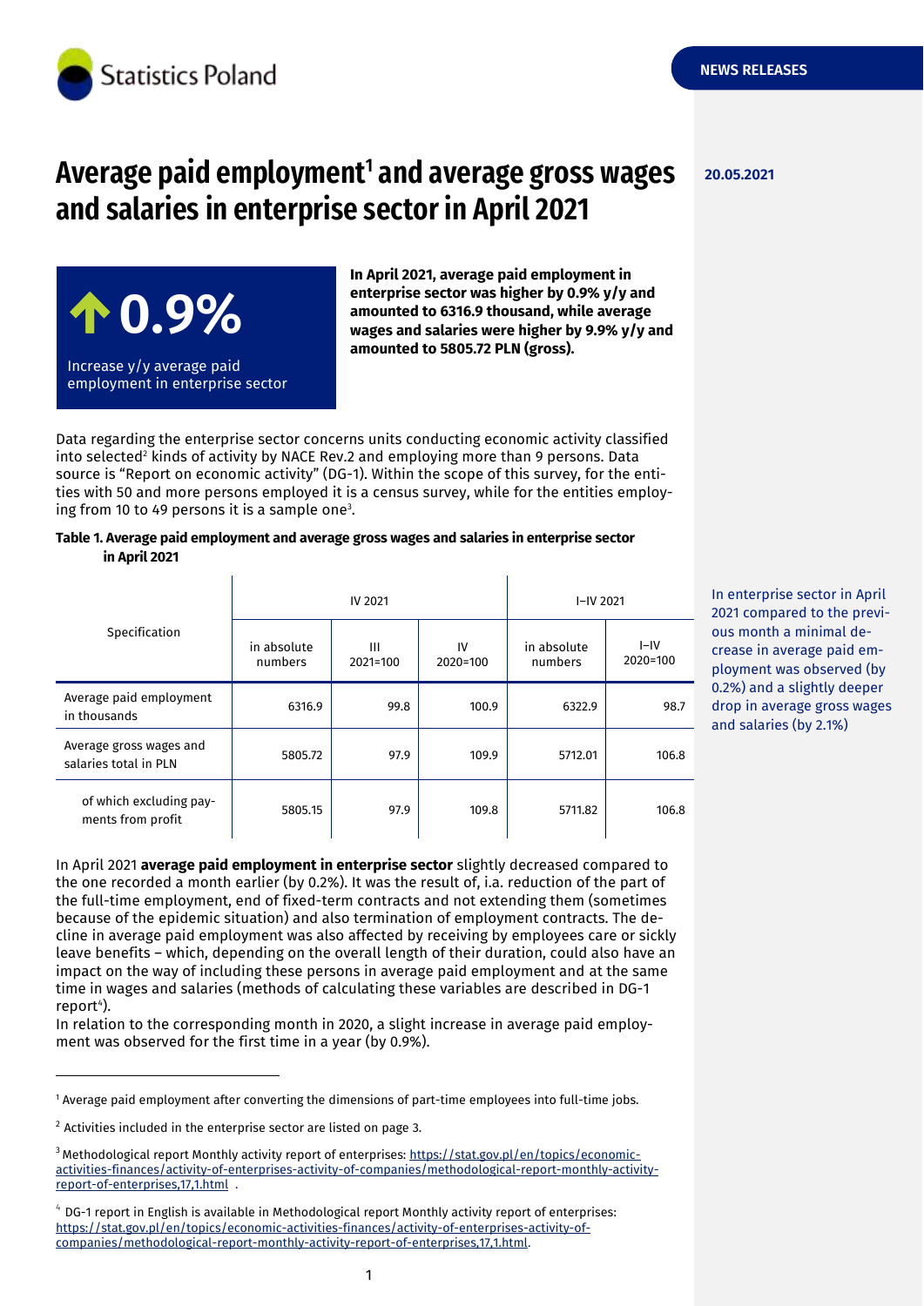Statistics Poland

NEWS RELEASES

20.05.2021

# Average paid employment[1] and average gross wages and salaries in enterprise sector in April 2021

**↑ 0.9%**

Increase y/y average paid employment in enterprise sector

**In April 2021, average paid employment in enterprise sector was higher by 0.9% y/y and amounted to 6316.9 thousand, while average wages and salaries were higher by 9.9% y/y and amounted to 5805.72 PLN (gross).**

Data regarding the enterprise sector concerns units conducting economic activity classified into selected[2] kinds of activity by NACE Rev.2 and employing more than 9 persons. Data source is "Report on economic activity" (DG-1). Within the scope of this survey, for the entities with 50 and more persons employed it is a census survey, while for the entities employing from 10 to 49 persons it is a sample one[3].

**Table 1. Average paid employment and average gross wages and salaries in enterprise sector in April 2021**

| Specification | IV 2021 | | | I–IV 2021 | |
|---|---|---|---|---|---|
| | in absolute numbers | III 2021=100 | IV 2020=100 | in absolute numbers | I–IV 2020=100 |
| Average paid employment in thousands | 6316.9 | 99.8 | 100.9 | 6322.9 | 98.7 |
| Average gross wages and salaries total in PLN | 5805.72 | 97.9 | 109.9 | 5712.01 | 106.8 |
| of which excluding payments from profit | 5805.15 | 97.9 | 109.8 | 5711.82 | 106.8 |

In enterprise sector in April 2021 compared to the previous month a minimal decrease in average paid employment was observed (by 0.2%) and a slightly deeper drop in average gross wages and salaries (by 2.1%)

In April 2021 **average paid employment in enterprise sector** slightly decreased compared to the one recorded a month earlier (by 0.2%). It was the result of, i.a. reduction of the part of the full-time employment, end of fixed-term contracts and not extending them (sometimes because of the epidemic situation) and also termination of employment contracts. The decline in average paid employment was also affected by receiving by employees care or sickly leave benefits – which, depending on the overall length of their duration, could also have an impact on the way of including these persons in average paid employment and at the same time in wages and salaries (methods of calculating these variables are described in DG-1 report[4]).

In relation to the corresponding month in 2020, a slight increase in average paid employment was observed for the first time in a year (by 0.9%).

[1] Average paid employment after converting the dimensions of part-time employees into full-time jobs.

[2] Activities included in the enterprise sector are listed on page 3.

[3] Methodological report Monthly activity report of enterprises: https://stat.gov.pl/en/topics/economic-activities-finances/activity-of-enterprises-activity-of-companies/methodological-report-monthly-activity-report-of-enterprises,17,1.html .

[4] DG-1 report in English is available in Methodological report Monthly activity report of enterprises: https://stat.gov.pl/en/topics/economic-activities-finances/activity-of-enterprises-activity-of-companies/methodological-report-monthly-activity-report-of-enterprises,17,1.html.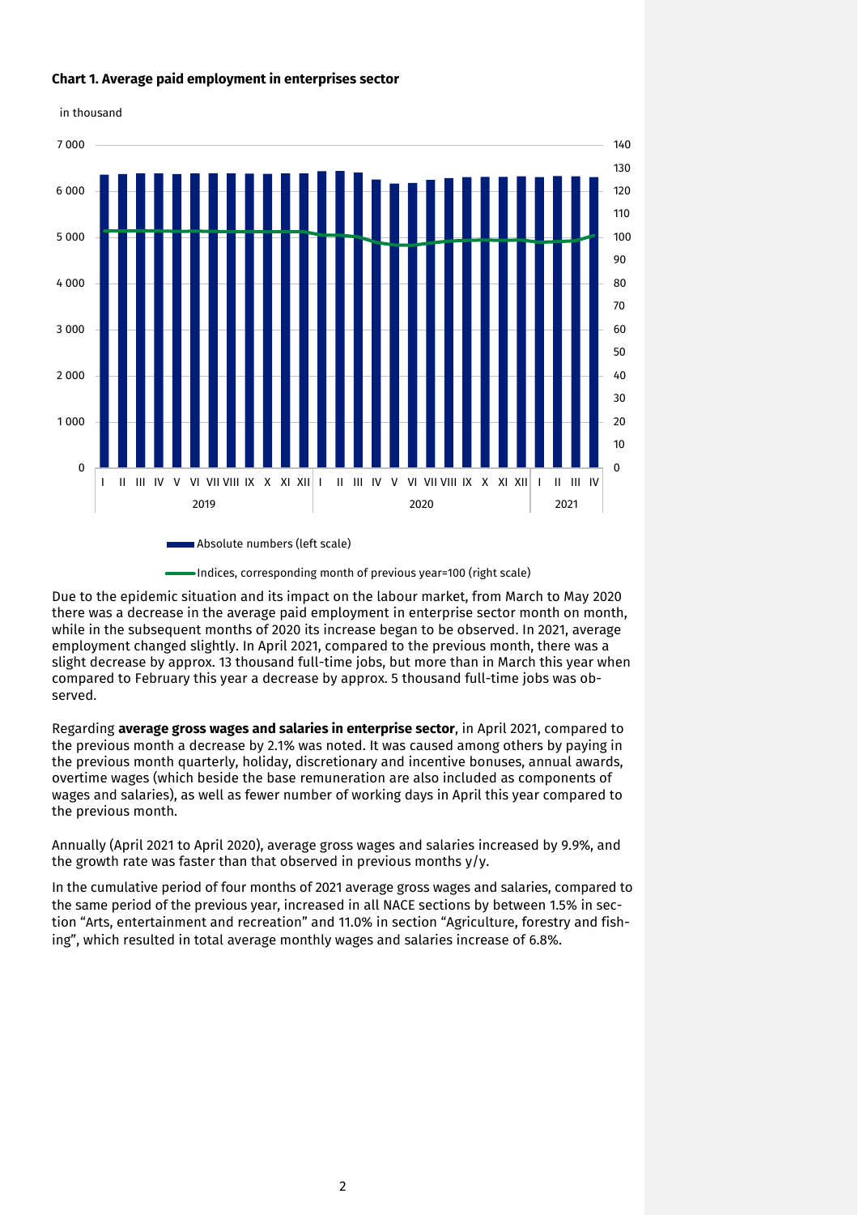**Chart 1. Average paid employment in enterprises sector**

in thousand

Absolute numbers (left scale)

Indices, corresponding month of previous year=100 (right scale)

Due to the epidemic situation and its impact on the labour market, from March to May 2020 there was a decrease in the average paid employment in enterprise sector month on month, while in the subsequent months of 2020 its increase began to be observed. In 2021, average employment changed slightly. In April 2021, compared to the previous month, there was a slight decrease by approx. 13 thousand full-time jobs, but more than in March this year when compared to February this year a decrease by approx. 5 thousand full-time jobs was observed.

Regarding **average gross wages and salaries in enterprise sector**, in April 2021, compared to the previous month a decrease by 2.1% was noted. It was caused among others by paying in the previous month quarterly, holiday, discretionary and incentive bonuses, annual awards, overtime wages (which beside the base remuneration are also included as components of wages and salaries), as well as fewer number of working days in April this year compared to the previous month.

Annually (April 2021 to April 2020), average gross wages and salaries increased by 9.9%, and the growth rate was faster than that observed in previous months y/y.

In the cumulative period of four months of 2021 average gross wages and salaries, compared to the same period of the previous year, increased in all NACE sections by between 1.5% in section "Arts, entertainment and recreation" and 11.0% in section "Agriculture, forestry and fishing", which resulted in total average monthly wages and salaries increase of 6.8%.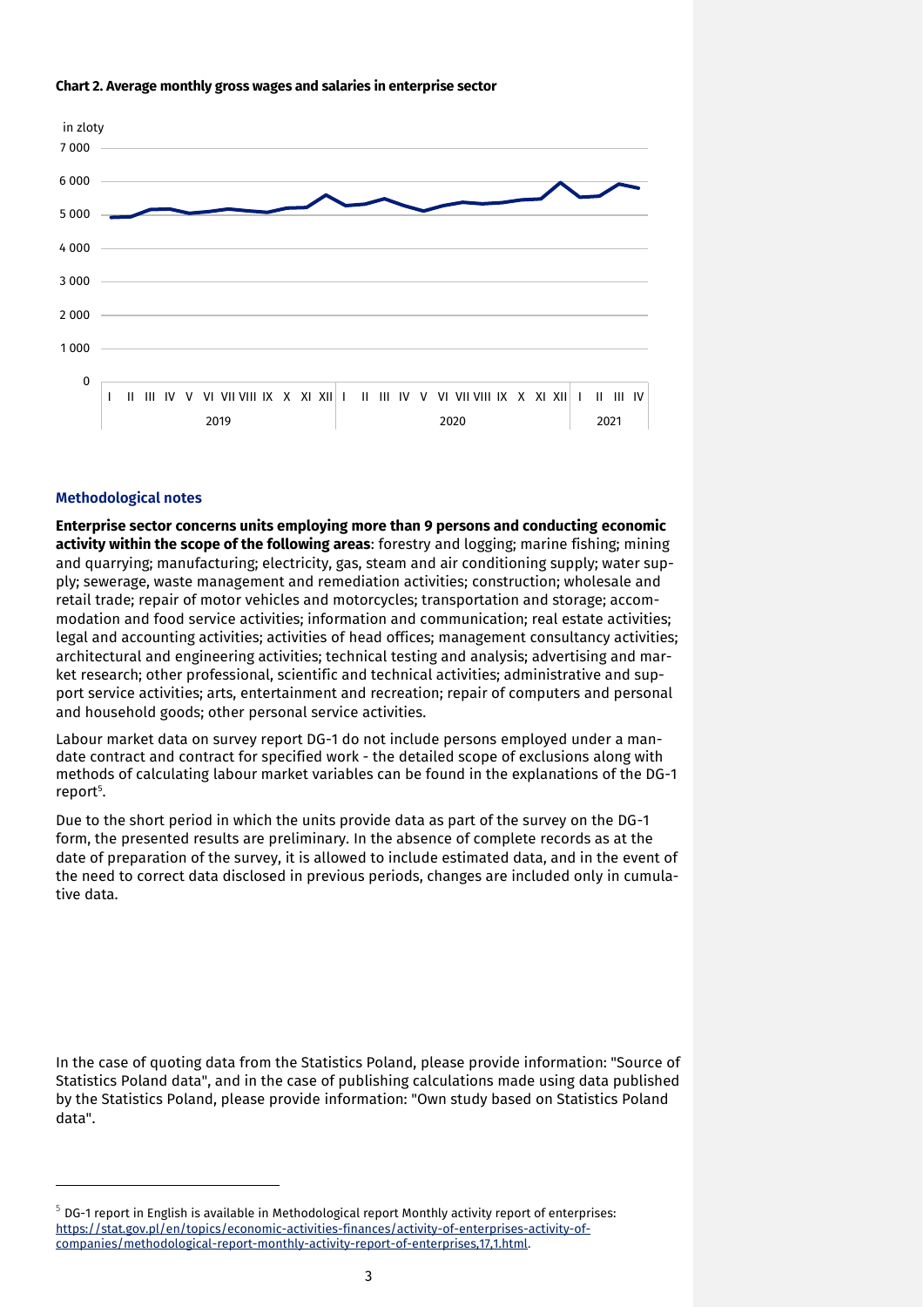**Chart 2. Average monthly gross wages and salaries in enterprise sector**

### Methodological notes

**Enterprise sector concerns units employing more than 9 persons and conducting economic activity within the scope of the following areas**: forestry and logging; marine fishing; mining and quarrying; manufacturing; electricity, gas, steam and air conditioning supply; water supply; sewerage, waste management and remediation activities; construction; wholesale and retail trade; repair of motor vehicles and motorcycles; transportation and storage; accommodation and food service activities; information and communication; real estate activities; legal and accounting activities; activities of head offices; management consultancy activities; architectural and engineering activities; technical testing and analysis; advertising and market research; other professional, scientific and technical activities; administrative and support service activities; arts, entertainment and recreation; repair of computers and personal and household goods; other personal service activities.

Labour market data on survey report DG-1 do not include persons employed under a mandate contract and contract for specified work - the detailed scope of exclusions along with methods of calculating labour market variables can be found in the explanations of the DG-1 report[5].

Due to the short period in which the units provide data as part of the survey on the DG-1 form, the presented results are preliminary. In the absence of complete records as at the date of preparation of the survey, it is allowed to include estimated data, and in the event of the need to correct data disclosed in previous periods, changes are included only in cumulative data.

In the case of quoting data from the Statistics Poland, please provide information: "Source of Statistics Poland data", and in the case of publishing calculations made using data published by the Statistics Poland, please provide information: "Own study based on Statistics Poland data".

---

[5] DG-1 report in English is available in Methodological report Monthly activity report of enterprises: https://stat.gov.pl/en/topics/economic-activities-finances/activity-of-enterprises-activity-of-companies/methodological-report-monthly-activity-report-of-enterprises,17,1.html.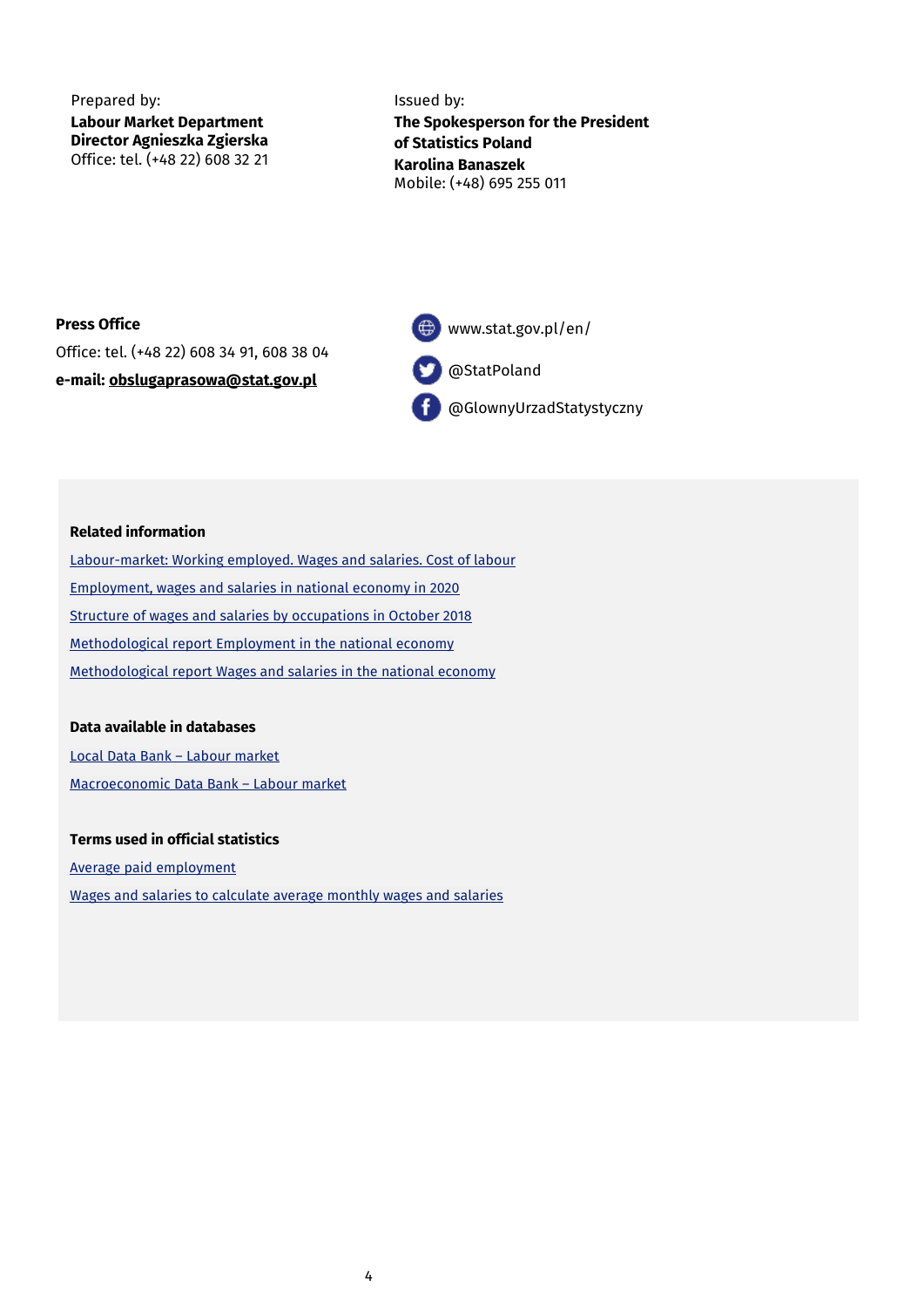Prepared by:
**Labour Market Department**
**Director Agnieszka Zgierska**
Office: tel. (+48 22) 608 32 21

Issued by:
**The Spokesperson for the President of Statistics Poland**
**Karolina Banaszek**
Mobile: (+48) 695 255 011

**Press Office**
Office: tel. (+48 22) 608 34 91, 608 38 04
**e-mail: obslugaprasowa@stat.gov.pl**

www.stat.gov.pl/en/

@StatPoland

@GlownyUrzadStatystyczny

**Related information**

Labour-market: Working employed. Wages and salaries. Cost of labour

Employment, wages and salaries in national economy in 2020

Structure of wages and salaries by occupations in October 2018

Methodological report Employment in the national economy

Methodological report Wages and salaries in the national economy

**Data available in databases**

Local Data Bank – Labour market

Macroeconomic Data Bank – Labour market

**Terms used in official statistics**

Average paid employment

Wages and salaries to calculate average monthly wages and salaries